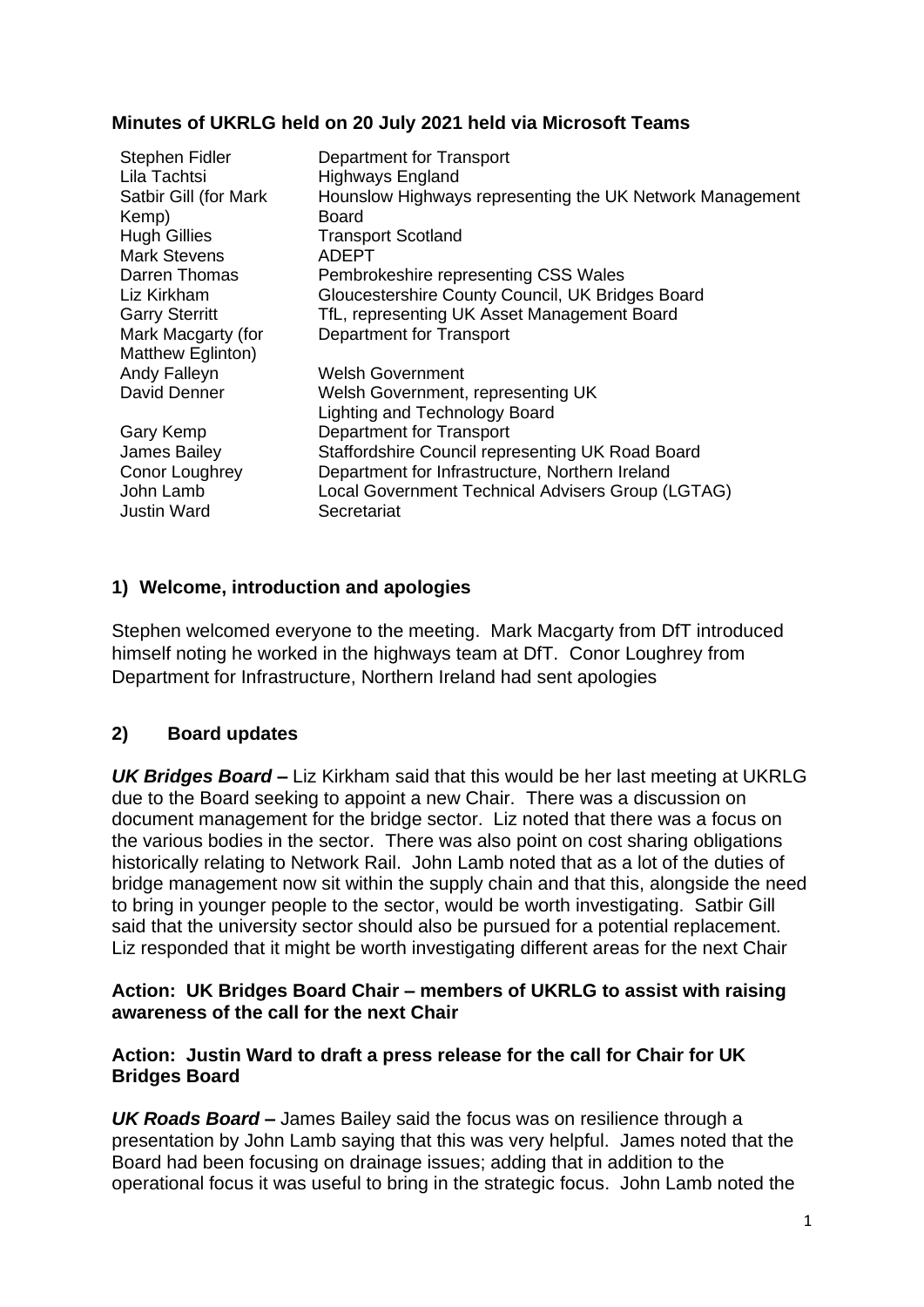**Minutes of UKRLG held on 20 July 2021 held via Microsoft Teams**

| | |
|---|---|
| Stephen Fidler | Department for Transport |
| Lila Tachtsi | Highways England |
| Satbir Gill (for Mark Kemp) | Hounslow Highways representing the UK Network Management Board |
| Hugh Gillies | Transport Scotland |
| Mark Stevens | ADEPT |
| Darren Thomas | Pembrokeshire representing CSS Wales |
| Liz Kirkham | Gloucestershire County Council, UK Bridges Board |
| Garry Sterritt | TfL, representing UK Asset Management Board |
| Mark Macgarty (for Matthew Eglinton) | Department for Transport |
| Andy Falleyn | Welsh Government |
| David Denner | Welsh Government, representing UK Lighting and Technology Board |
| Gary Kemp | Department for Transport |
| James Bailey | Staffordshire Council representing UK Road Board |
| Conor Loughrey | Department for Infrastructure, Northern Ireland |
| John Lamb | Local Government Technical Advisers Group (LGTAG) |
| Justin Ward | Secretariat |

## 1) Welcome, introduction and apologies

Stephen welcomed everyone to the meeting. Mark Macgarty from DfT introduced himself noting he worked in the highways team at DfT. Conor Loughrey from Department for Infrastructure, Northern Ireland had sent apologies

## 2) Board updates

***UK Bridges Board –*** Liz Kirkham said that this would be her last meeting at UKRLG due to the Board seeking to appoint a new Chair. There was a discussion on document management for the bridge sector. Liz noted that there was a focus on the various bodies in the sector. There was also point on cost sharing obligations historically relating to Network Rail. John Lamb noted that as a lot of the duties of bridge management now sit within the supply chain and that this, alongside the need to bring in younger people to the sector, would be worth investigating. Satbir Gill said that the university sector should also be pursued for a potential replacement. Liz responded that it might be worth investigating different areas for the next Chair

**Action: UK Bridges Board Chair – members of UKRLG to assist with raising awareness of the call for the next Chair**

**Action: Justin Ward to draft a press release for the call for Chair for UK Bridges Board**

***UK Roads Board –*** James Bailey said the focus was on resilience through a presentation by John Lamb saying that this was very helpful. James noted that the Board had been focusing on drainage issues; adding that in addition to the operational focus it was useful to bring in the strategic focus. John Lamb noted the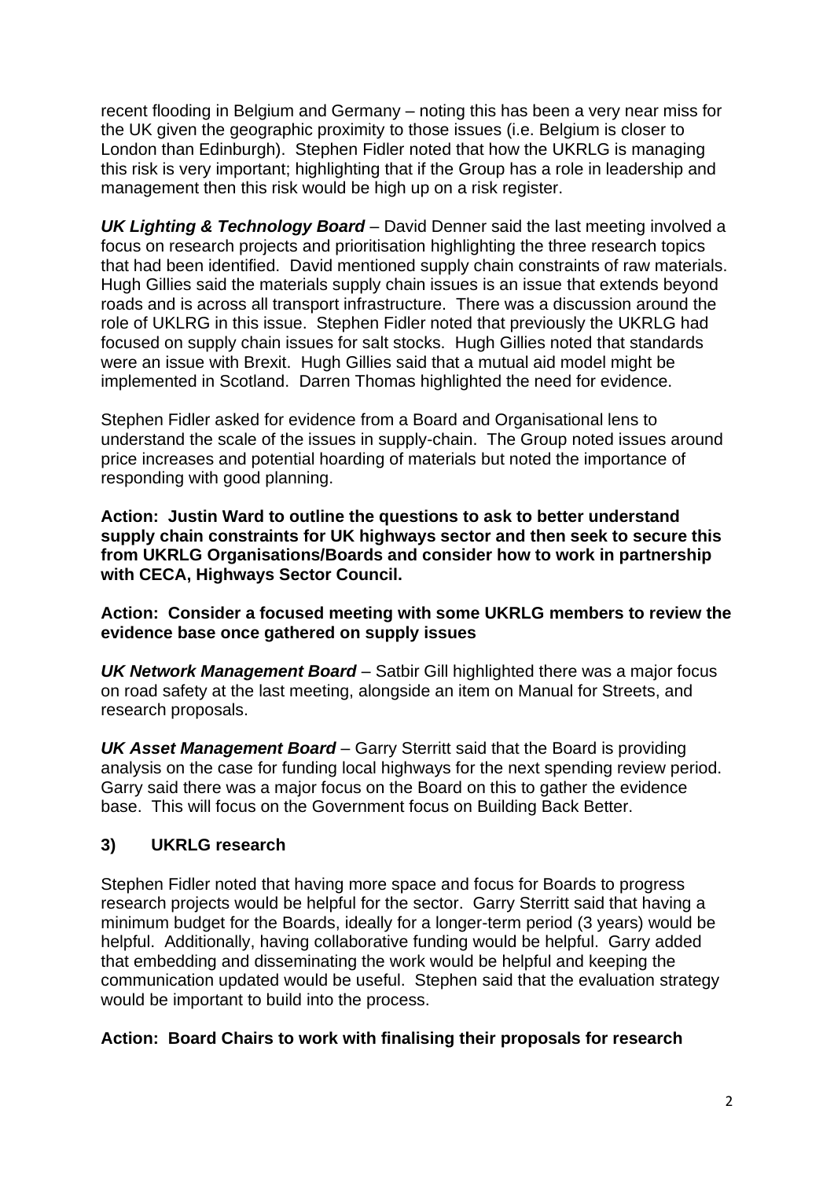recent flooding in Belgium and Germany – noting this has been a very near miss for the UK given the geographic proximity to those issues (i.e. Belgium is closer to London than Edinburgh). Stephen Fidler noted that how the UKRLG is managing this risk is very important; highlighting that if the Group has a role in leadership and management then this risk would be high up on a risk register.

***UK Lighting & Technology Board*** – David Denner said the last meeting involved a focus on research projects and prioritisation highlighting the three research topics that had been identified. David mentioned supply chain constraints of raw materials. Hugh Gillies said the materials supply chain issues is an issue that extends beyond roads and is across all transport infrastructure. There was a discussion around the role of UKLRG in this issue. Stephen Fidler noted that previously the UKRLG had focused on supply chain issues for salt stocks. Hugh Gillies noted that standards were an issue with Brexit. Hugh Gillies said that a mutual aid model might be implemented in Scotland. Darren Thomas highlighted the need for evidence.

Stephen Fidler asked for evidence from a Board and Organisational lens to understand the scale of the issues in supply-chain. The Group noted issues around price increases and potential hoarding of materials but noted the importance of responding with good planning.

**Action: Justin Ward to outline the questions to ask to better understand supply chain constraints for UK highways sector and then seek to secure this from UKRLG Organisations/Boards and consider how to work in partnership with CECA, Highways Sector Council.**

**Action: Consider a focused meeting with some UKRLG members to review the evidence base once gathered on supply issues**

***UK Network Management Board*** – Satbir Gill highlighted there was a major focus on road safety at the last meeting, alongside an item on Manual for Streets, and research proposals.

***UK Asset Management Board*** – Garry Sterritt said that the Board is providing analysis on the case for funding local highways for the next spending review period. Garry said there was a major focus on the Board on this to gather the evidence base. This will focus on the Government focus on Building Back Better.

## 3) UKRLG research

Stephen Fidler noted that having more space and focus for Boards to progress research projects would be helpful for the sector. Garry Sterritt said that having a minimum budget for the Boards, ideally for a longer-term period (3 years) would be helpful. Additionally, having collaborative funding would be helpful. Garry added that embedding and disseminating the work would be helpful and keeping the communication updated would be useful. Stephen said that the evaluation strategy would be important to build into the process.

**Action: Board Chairs to work with finalising their proposals for research**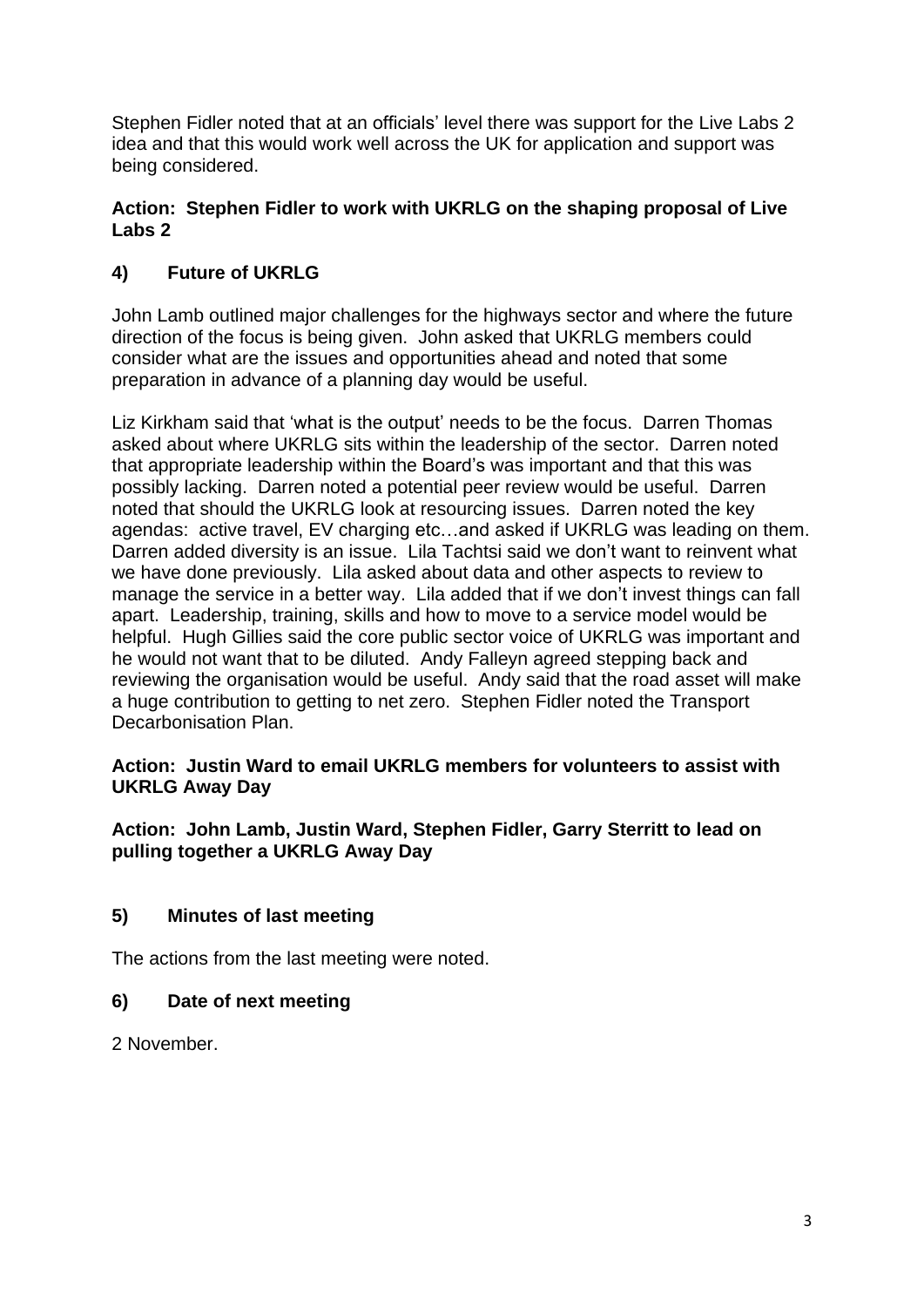Stephen Fidler noted that at an officials' level there was support for the Live Labs 2 idea and that this would work well across the UK for application and support was being considered.

**Action: Stephen Fidler to work with UKRLG on the shaping proposal of Live Labs 2**

## 4) Future of UKRLG

John Lamb outlined major challenges for the highways sector and where the future direction of the focus is being given. John asked that UKRLG members could consider what are the issues and opportunities ahead and noted that some preparation in advance of a planning day would be useful.

Liz Kirkham said that 'what is the output' needs to be the focus. Darren Thomas asked about where UKRLG sits within the leadership of the sector. Darren noted that appropriate leadership within the Board's was important and that this was possibly lacking. Darren noted a potential peer review would be useful. Darren noted that should the UKRLG look at resourcing issues. Darren noted the key agendas: active travel, EV charging etc…and asked if UKRLG was leading on them. Darren added diversity is an issue. Lila Tachtsi said we don't want to reinvent what we have done previously. Lila asked about data and other aspects to review to manage the service in a better way. Lila added that if we don't invest things can fall apart. Leadership, training, skills and how to move to a service model would be helpful. Hugh Gillies said the core public sector voice of UKRLG was important and he would not want that to be diluted. Andy Falleyn agreed stepping back and reviewing the organisation would be useful. Andy said that the road asset will make a huge contribution to getting to net zero. Stephen Fidler noted the Transport Decarbonisation Plan.

**Action: Justin Ward to email UKRLG members for volunteers to assist with UKRLG Away Day**

**Action: John Lamb, Justin Ward, Stephen Fidler, Garry Sterritt to lead on pulling together a UKRLG Away Day**

## 5) Minutes of last meeting

The actions from the last meeting were noted.

## 6) Date of next meeting

2 November.